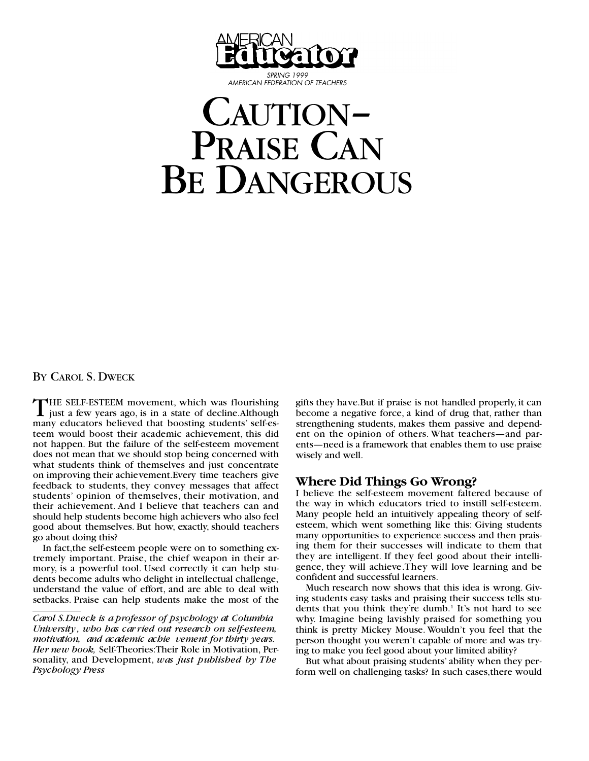AMERICAN Educator

SPRING 1999
AMERICAN FEDERATION OF TEACHERS

# CAUTION–PRAISE CAN BE DANGEROUS

BY CAROL S. DWECK

THE SELF-ESTEEM movement, which was flourishing just a few years ago, is in a state of decline. Although many educators believed that boosting students' self-esteem would boost their academic achievement, this did not happen. But the failure of the self-esteem movement does not mean that we should stop being concerned with what students think of themselves and just concentrate on improving their achievement. Every time teachers give feedback to students, they convey messages that affect students' opinion of themselves, their motivation, and their achievement. And I believe that teachers can and should help students become high achievers who also feel good about themselves. But how, exactly, should teachers go about doing this?

In fact, the self-esteem people were on to something extremely important. Praise, the chief weapon in their armory, is a powerful tool. Used correctly it can help students become adults who delight in intellectual challenge, understand the value of effort, and are able to deal with setbacks. Praise can help students make the most of the gifts they have. But if praise is not handled properly, it can become a negative force, a kind of drug that, rather than strengthening students, makes them passive and dependent on the opinion of others. What teachers—and parents—need is a framework that enables them to use praise wisely and well.

*Carol S. Dweck is a professor of psychology at Columbia University, who has carried out research on self-esteem, motivation, and academic achievement for thirty years. Her new book,* Self-Theories: Their Role in Motivation, Personality, and Development, *was just published by The Psychology Press*

## Where Did Things Go Wrong?

I believe the self-esteem movement faltered because of the way in which educators tried to instill self-esteem. Many people held an intuitively appealing theory of self-esteem, which went something like this: Giving students many opportunities to experience success and then praising them for their successes will indicate to them that they are intelligent. If they feel good about their intelligence, they will achieve. They will love learning and be confident and successful learners.

Much research now shows that this idea is wrong. Giving students easy tasks and praising their success tells students that you think they're dumb.[1] It's not hard to see why. Imagine being lavishly praised for something you think is pretty Mickey Mouse. Wouldn't you feel that the person thought you weren't capable of more and was trying to make you feel good about your limited ability?

But what about praising students' ability when they perform well on challenging tasks? In such cases, there would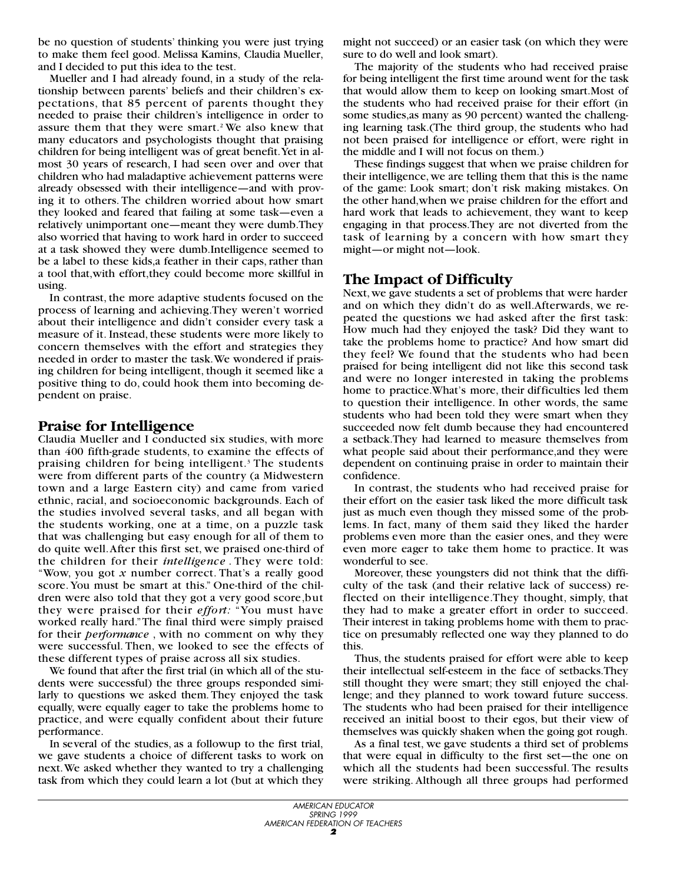be no question of students' thinking you were just trying to make them feel good. Melissa Kamins, Claudia Mueller, and I decided to put this idea to the test.

Mueller and I had already found, in a study of the relationship between parents' beliefs and their children's expectations, that 85 percent of parents thought they needed to praise their children's intelligence in order to assure them that they were smart.[2] We also knew that many educators and psychologists thought that praising children for being intelligent was of great benefit. Yet in almost 30 years of research, I had seen over and over that children who had maladaptive achievement patterns were already obsessed with their intelligence—and with proving it to others. The children worried about how smart they looked and feared that failing at some task—even a relatively unimportant one—meant they were dumb. They also worried that having to work hard in order to succeed at a task showed they were dumb. Intelligence seemed to be a label to these kids, a feather in their caps, rather than a tool that, with effort, they could become more skillful in using.

In contrast, the more adaptive students focused on the process of learning and achieving. They weren't worried about their intelligence and didn't consider every task a measure of it. Instead, these students were more likely to concern themselves with the effort and strategies they needed in order to master the task. We wondered if praising children for being intelligent, though it seemed like a positive thing to do, could hook them into becoming dependent on praise.

## Praise for Intelligence

Claudia Mueller and I conducted six studies, with more than 400 fifth-grade students, to examine the effects of praising children for being intelligent.[3] The students were from different parts of the country (a Midwestern town and a large Eastern city) and came from varied ethnic, racial, and socioeconomic backgrounds. Each of the studies involved several tasks, and all began with the students working, one at a time, on a puzzle task that was challenging but easy enough for all of them to do quite well. After this first set, we praised one-third of the children for their *intelligence*. They were told: "Wow, you got *x* number correct. That's a really good score. You must be smart at this." One-third of the children were also told that they got a very good score, but they were praised for their *effort:* "You must have worked really hard." The final third were simply praised for their *performance*, with no comment on why they were successful. Then, we looked to see the effects of these different types of praise across all six studies.

We found that after the first trial (in which all of the students were successful) the three groups responded similarly to questions we asked them. They enjoyed the task equally, were equally eager to take the problems home to practice, and were equally confident about their future performance.

In several of the studies, as a followup to the first trial, we gave students a choice of different tasks to work on next. We asked whether they wanted to try a challenging task from which they could learn a lot (but at which they might not succeed) or an easier task (on which they were sure to do well and look smart).

The majority of the students who had received praise for being intelligent the first time around went for the task that would allow them to keep on looking smart. Most of the students who had received praise for their effort (in some studies, as many as 90 percent) wanted the challenging learning task. (The third group, the students who had not been praised for intelligence or effort, were right in the middle and I will not focus on them.)

These findings suggest that when we praise children for their intelligence, we are telling them that this is the name of the game: Look smart; don't risk making mistakes. On the other hand, when we praise children for the effort and hard work that leads to achievement, they want to keep engaging in that process. They are not diverted from the task of learning by a concern with how smart they might—or might not—look.

## The Impact of Difficulty

Next, we gave students a set of problems that were harder and on which they didn't do as well. Afterwards, we repeated the questions we had asked after the first task: How much had they enjoyed the task? Did they want to take the problems home to practice? And how smart did they feel? We found that the students who had been praised for being intelligent did not like this second task and were no longer interested in taking the problems home to practice. What's more, their difficulties led them to question their intelligence. In other words, the same students who had been told they were smart when they succeeded now felt dumb because they had encountered a setback. They had learned to measure themselves from what people said about their performance, and they were dependent on continuing praise in order to maintain their confidence.

In contrast, the students who had received praise for their effort on the easier task liked the more difficult task just as much even though they missed some of the problems. In fact, many of them said they liked the harder problems even more than the easier ones, and they were even more eager to take them home to practice. It was wonderful to see.

Moreover, these youngsters did not think that the difficulty of the task (and their relative lack of success) reflected on their intelligence. They thought, simply, that they had to make a greater effort in order to succeed. Their interest in taking problems home with them to practice on presumably reflected one way they planned to do this.

Thus, the students praised for effort were able to keep their intellectual self-esteem in the face of setbacks. They still thought they were smart; they still enjoyed the challenge; and they planned to work toward future success. The students who had been praised for their intelligence received an initial boost to their egos, but their view of themselves was quickly shaken when the going got rough.

As a final test, we gave students a third set of problems that were equal in difficulty to the first set—the one on which all the students had been successful. The results were striking. Although all three groups had performed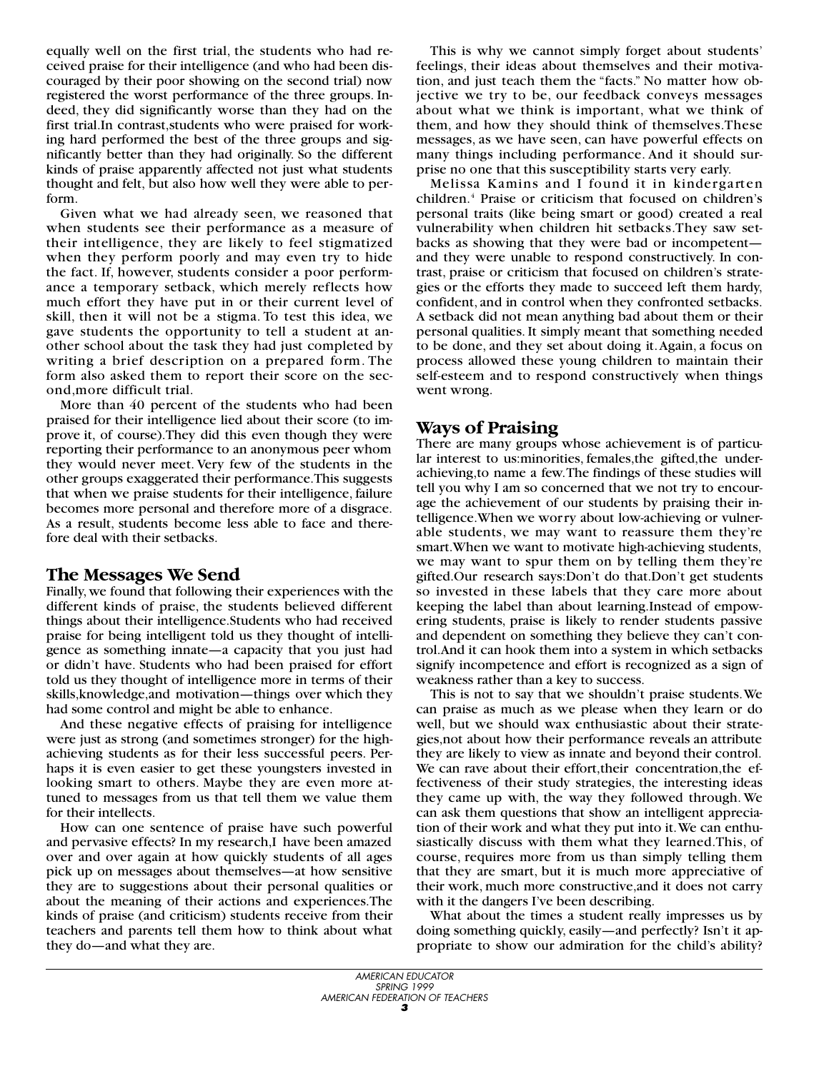equally well on the first trial, the students who had received praise for their intelligence (and who had been discouraged by their poor showing on the second trial) now registered the worst performance of the three groups. Indeed, they did significantly worse than they had on the first trial. In contrast, students who were praised for working hard performed the best of the three groups and significantly better than they had originally. So the different kinds of praise apparently affected not just what students thought and felt, but also how well they were able to perform.

Given what we had already seen, we reasoned that when students see their performance as a measure of their intelligence, they are likely to feel stigmatized when they perform poorly and may even try to hide the fact. If, however, students consider a poor performance a temporary setback, which merely reflects how much effort they have put in or their current level of skill, then it will not be a stigma. To test this idea, we gave students the opportunity to tell a student at another school about the task they had just completed by writing a brief description on a prepared form. The form also asked them to report their score on the second, more difficult trial.

More than 40 percent of the students who had been praised for their intelligence lied about their score (to improve it, of course). They did this even though they were reporting their performance to an anonymous peer whom they would never meet. Very few of the students in the other groups exaggerated their performance. This suggests that when we praise students for their intelligence, failure becomes more personal and therefore more of a disgrace. As a result, students become less able to face and therefore deal with their setbacks.

## The Messages We Send

Finally, we found that following their experiences with the different kinds of praise, the students believed different things about their intelligence. Students who had received praise for being intelligent told us they thought of intelligence as something innate—a capacity that you just had or didn't have. Students who had been praised for effort told us they thought of intelligence more in terms of their skills, knowledge, and motivation—things over which they had some control and might be able to enhance.

And these negative effects of praising for intelligence were just as strong (and sometimes stronger) for the high-achieving students as for their less successful peers. Perhaps it is even easier to get these youngsters invested in looking smart to others. Maybe they are even more attuned to messages from us that tell them we value them for their intellects.

How can one sentence of praise have such powerful and pervasive effects? In my research, I have been amazed over and over again at how quickly students of all ages pick up on messages about themselves—at how sensitive they are to suggestions about their personal qualities or about the meaning of their actions and experiences. The kinds of praise (and criticism) students receive from their teachers and parents tell them how to think about what they do—and what they are.

This is why we cannot simply forget about students' feelings, their ideas about themselves and their motivation, and just teach them the "facts." No matter how objective we try to be, our feedback conveys messages about what we think is important, what we think of them, and how they should think of themselves. These messages, as we have seen, can have powerful effects on many things including performance. And it should surprise no one that this susceptibility starts very early.

Melissa Kamins and I found it in kindergarten children.[4] Praise or criticism that focused on children's personal traits (like being smart or good) created a real vulnerability when children hit setbacks. They saw setbacks as showing that they were bad or incompetent—and they were unable to respond constructively. In contrast, praise or criticism that focused on children's strategies or the efforts they made to succeed left them hardy, confident, and in control when they confronted setbacks. A setback did not mean anything bad about them or their personal qualities. It simply meant that something needed to be done, and they set about doing it. Again, a focus on process allowed these young children to maintain their self-esteem and to respond constructively when things went wrong.

## Ways of Praising

There are many groups whose achievement is of particular interest to us: minorities, females, the gifted, the underachieving, to name a few. The findings of these studies will tell you why I am so concerned that we not try to encourage the achievement of our students by praising their intelligence. When we worry about low-achieving or vulnerable students, we may want to reassure them they're smart. When we want to motivate high-achieving students, we may want to spur them on by telling them they're gifted. Our research says: Don't do that. Don't get students so invested in these labels that they care more about keeping the label than about learning. Instead of empowering students, praise is likely to render students passive and dependent on something they believe they can't control. And it can hook them into a system in which setbacks signify incompetence and effort is recognized as a sign of weakness rather than a key to success.

This is not to say that we shouldn't praise students. We can praise as much as we please when they learn or do well, but we should wax enthusiastic about their strategies, not about how their performance reveals an attribute they are likely to view as innate and beyond their control. We can rave about their effort, their concentration, the effectiveness of their study strategies, the interesting ideas they came up with, the way they followed through. We can ask them questions that show an intelligent appreciation of their work and what they put into it. We can enthusiastically discuss with them what they learned. This, of course, requires more from us than simply telling them that they are smart, but it is much more appreciative of their work, much more constructive, and it does not carry with it the dangers I've been describing.

What about the times a student really impresses us by doing something quickly, easily—and perfectly? Isn't it appropriate to show our admiration for the child's ability?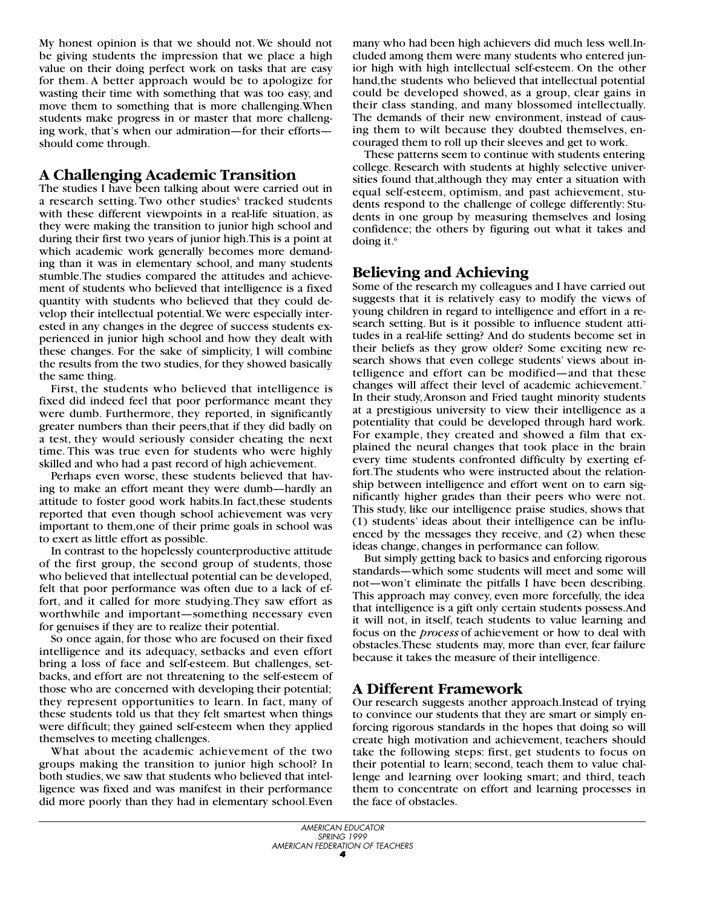My honest opinion is that we should not. We should not be giving students the impression that we place a high value on their doing perfect work on tasks that are easy for them. A better approach would be to apologize for wasting their time with something that was too easy, and move them to something that is more challenging. When students make progress in or master that more challenging work, that's when our admiration—for their efforts—should come through.

## A Challenging Academic Transition

The studies I have been talking about were carried out in a research setting. Two other studies[5] tracked students with these different viewpoints in a real-life situation, as they were making the transition to junior high school and during their first two years of junior high. This is a point at which academic work generally becomes more demanding than it was in elementary school, and many students stumble. The studies compared the attitudes and achievement of students who believed that intelligence is a fixed quantity with students who believed that they could develop their intellectual potential. We were especially interested in any changes in the degree of success students experienced in junior high school and how they dealt with these changes. For the sake of simplicity, I will combine the results from the two studies, for they showed basically the same thing.

First, the students who believed that intelligence is fixed did indeed feel that poor performance meant they were dumb. Furthermore, they reported, in significantly greater numbers than their peers, that if they did badly on a test, they would seriously consider cheating the next time. This was true even for students who were highly skilled and who had a past record of high achievement.

Perhaps even worse, these students believed that having to make an effort meant they were dumb—hardly an attitude to foster good work habits. In fact, these students reported that even though school achievement was very important to them, one of their prime goals in school was to exert as little effort as possible.

In contrast to the hopelessly counterproductive attitude of the first group, the second group of students, those who believed that intellectual potential can be developed, felt that poor performance was often due to a lack of effort, and it called for more studying. They saw effort as worthwhile and important—something necessary even for genuises if they are to realize their potential.

So once again, for those who are focused on their fixed intelligence and its adequacy, setbacks and even effort bring a loss of face and self-esteem. But challenges, setbacks, and effort are not threatening to the self-esteem of those who are concerned with developing their potential; they represent opportunities to learn. In fact, many of these students told us that they felt smartest when things were difficult; they gained self-esteem when they applied themselves to meeting challenges.

What about the academic achievement of the two groups making the transition to junior high school? In both studies, we saw that students who believed that intelligence was fixed and was manifest in their performance did more poorly than they had in elementary school. Even many who had been high achievers did much less well. Included among them were many students who entered junior high with high intellectual self-esteem. On the other hand, the students who believed that intellectual potential could be developed showed, as a group, clear gains in their class standing, and many blossomed intellectually. The demands of their new environment, instead of causing them to wilt because they doubted themselves, encouraged them to roll up their sleeves and get to work.

These patterns seem to continue with students entering college. Research with students at highly selective universities found that, although they may enter a situation with equal self-esteem, optimism, and past achievement, students respond to the challenge of college differently: Students in one group by measuring themselves and losing confidence; the others by figuring out what it takes and doing it.[6]

## Believing and Achieving

Some of the research my colleagues and I have carried out suggests that it is relatively easy to modify the views of young children in regard to intelligence and effort in a research setting. But is it possible to influence student attitudes in a real-life setting? And do students become set in their beliefs as they grow older? Some exciting new research shows that even college students' views about intelligence and effort can be modified—and that these changes will affect their level of academic achievement.[7] In their study, Aronson and Fried taught minority students at a prestigious university to view their intelligence as a potentiality that could be developed through hard work. For example, they created and showed a film that explained the neural changes that took place in the brain every time students confronted difficulty by exerting effort. The students who were instructed about the relationship between intelligence and effort went on to earn significantly higher grades than their peers who were not. This study, like our intelligence praise studies, shows that (1) students' ideas about their intelligence can be influenced by the messages they receive, and (2) when these ideas change, changes in performance can follow.

But simply getting back to basics and enforcing rigorous standards—which some students will meet and some will not—won't eliminate the pitfalls I have been describing. This approach may convey, even more forcefully, the idea that intelligence is a gift only certain students possess. And it will not, in itself, teach students to value learning and focus on the *process* of achievement or how to deal with obstacles. These students may, more than ever, fear failure because it takes the measure of their intelligence.

## A Different Framework

Our research suggests another approach. Instead of trying to convince our students that they are smart or simply enforcing rigorous standards in the hopes that doing so will create high motivation and achievement, teachers should take the following steps: first, get students to focus on their potential to learn; second, teach them to value challenge and learning over looking smart; and third, teach them to concentrate on effort and learning processes in the face of obstacles.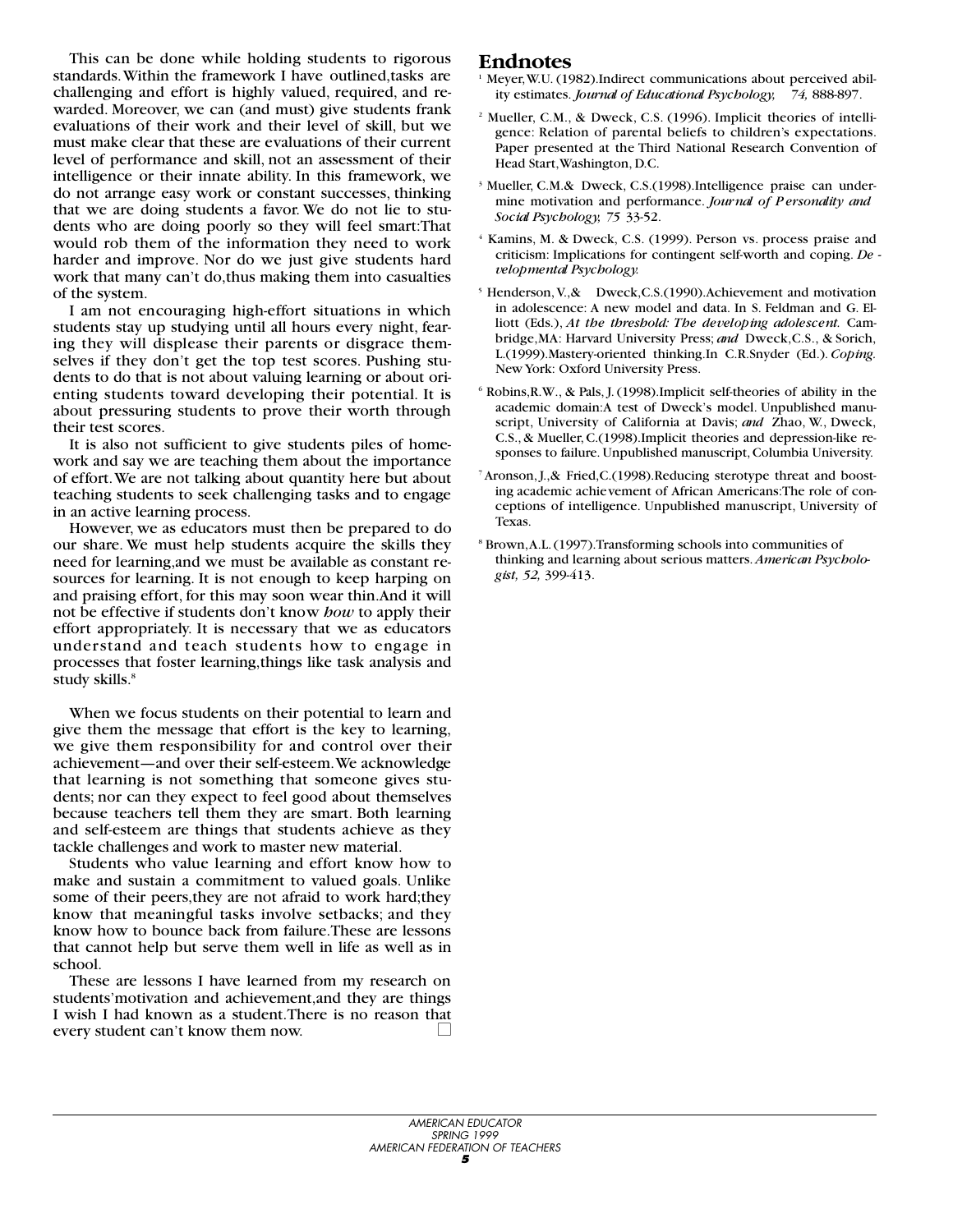This can be done while holding students to rigorous standards. Within the framework I have outlined, tasks are challenging and effort is highly valued, required, and rewarded. Moreover, we can (and must) give students frank evaluations of their work and their level of skill, but we must make clear that these are evaluations of their current level of performance and skill, not an assessment of their intelligence or their innate ability. In this framework, we do not arrange easy work or constant successes, thinking that we are doing students a favor. We do not lie to students who are doing poorly so they will feel smart: That would rob them of the information they need to work harder and improve. Nor do we just give students hard work that many can't do, thus making them into casualties of the system.

I am not encouraging high-effort situations in which students stay up studying until all hours every night, fearing they will displease their parents or disgrace themselves if they don't get the top test scores. Pushing students to do that is not about valuing learning or about orienting students toward developing their potential. It is about pressuring students to prove their worth through their test scores.

It is also not sufficient to give students piles of homework and say we are teaching them about the importance of effort. We are not talking about quantity here but about teaching students to seek challenging tasks and to engage in an active learning process.

However, we as educators must then be prepared to do our share. We must help students acquire the skills they need for learning, and we must be available as constant resources for learning. It is not enough to keep harping on and praising effort, for this may soon wear thin. And it will not be effective if students don't know *how* to apply their effort appropriately. It is necessary that we as educators understand and teach students how to engage in processes that foster learning, things like task analysis and study skills.[8]

When we focus students on their potential to learn and give them the message that effort is the key to learning, we give them responsibility for and control over their achievement—and over their self-esteem. We acknowledge that learning is not something that someone gives students; nor can they expect to feel good about themselves because teachers tell them they are smart. Both learning and self-esteem are things that students achieve as they tackle challenges and work to master new material.

Students who value learning and effort know how to make and sustain a commitment to valued goals. Unlike some of their peers, they are not afraid to work hard; they know that meaningful tasks involve setbacks; and they know how to bounce back from failure. These are lessons that cannot help but serve them well in life as well as in school.

These are lessons I have learned from my research on students' motivation and achievement, and they are things I wish I had known as a student. There is no reason that every student can't know them now. □

## Endnotes

[1] Meyer, W.U. (1982). Indirect communications about perceived ability estimates. *Journal of Educational Psychology, 74,* 888-897.

[2] Mueller, C.M., & Dweck, C.S. (1996). Implicit theories of intelligence: Relation of parental beliefs to children's expectations. Paper presented at the Third National Research Convention of Head Start, Washington, D.C.

[3] Mueller, C.M. & Dweck, C.S. (1998). Intelligence praise can undermine motivation and performance. *Journal of Personality and Social Psychology, 75* 33-52.

[4] Kamins, M. & Dweck, C.S. (1999). Person vs. process praise and criticism: Implications for contingent self-worth and coping. *Developmental Psychology.*

[5] Henderson, V., & Dweck, C.S. (1990). Achievement and motivation in adolescence: A new model and data. In S. Feldman and G. Elliott (Eds.), *At the threshold: The developing adolescent.* Cambridge, MA: Harvard University Press; *and* Dweck, C.S., & Sorich, L. (1999). Mastery-oriented thinking. In C.R. Snyder (Ed.). *Coping.* New York: Oxford University Press.

[6] Robins, R.W., & Pals, J. (1998). Implicit self-theories of ability in the academic domain: A test of Dweck's model. Unpublished manuscript, University of California at Davis; *and* Zhao, W., Dweck, C.S., & Mueller, C. (1998). Implicit theories and depression-like responses to failure. Unpublished manuscript, Columbia University.

[7] Aronson, J., & Fried, C. (1998). Reducing sterotype threat and boosting academic achievement of African Americans: The role of conceptions of intelligence. Unpublished manuscript, University of Texas.

[8] Brown, A.L. (1997). Transforming schools into communities of thinking and learning about serious matters. *American Psychologist, 52,* 399-413.